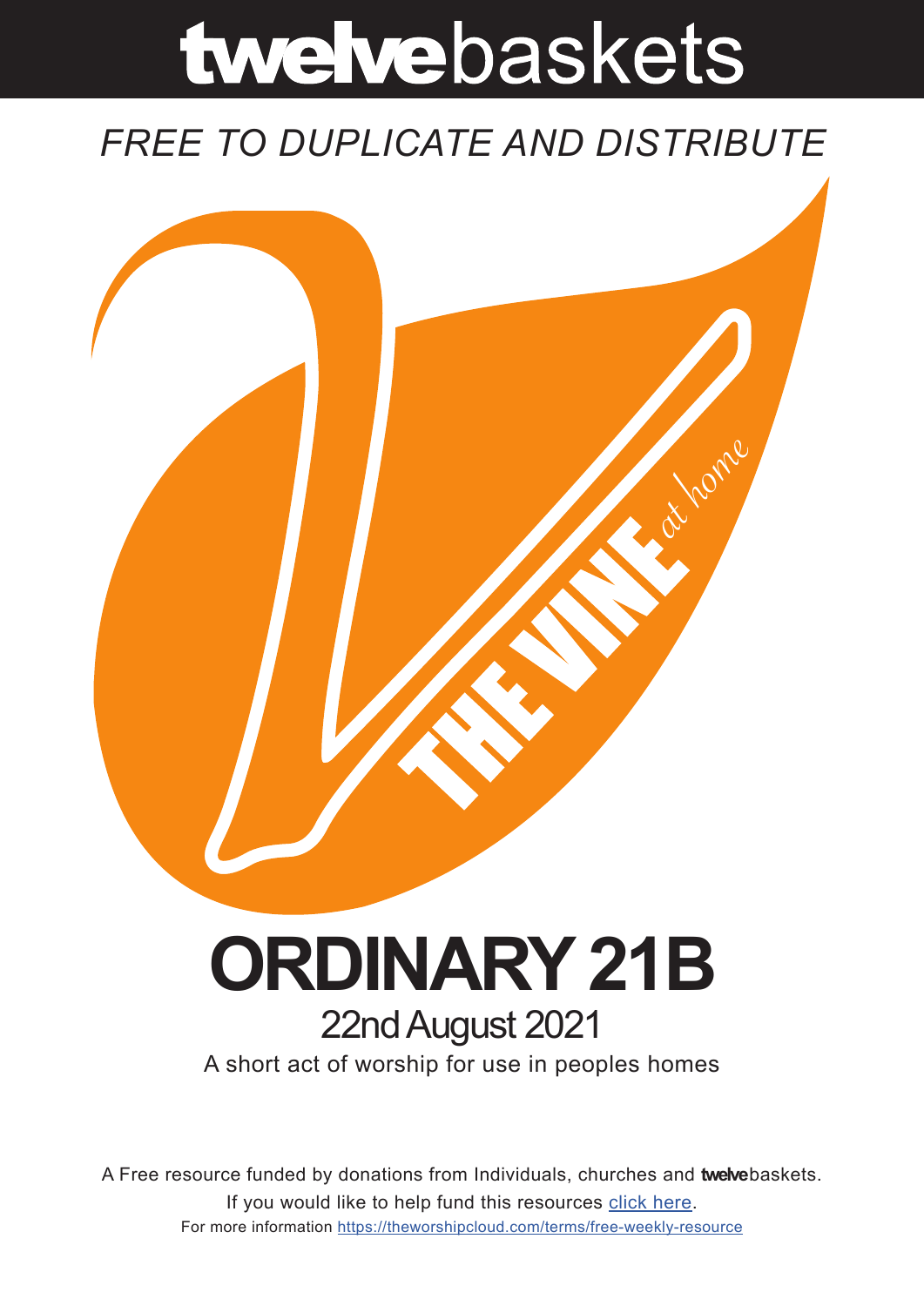# twelvebaskets

*FREE TO DUPLICATE AND DISTRIBUTE*

THE VINE *at home*

# ORDINARY 21B

## 22nd August 2021

A short act of worship for use in peoples homes

A Free resource funded by donations from Individuals, churches and **twelve**baskets.

If you would like to help fund this resources [click here](click here).

For more information [https://theworshipcloud.com/terms/free-weekly-resource](https://theworshipcloud.com/terms/free-weekly-resource)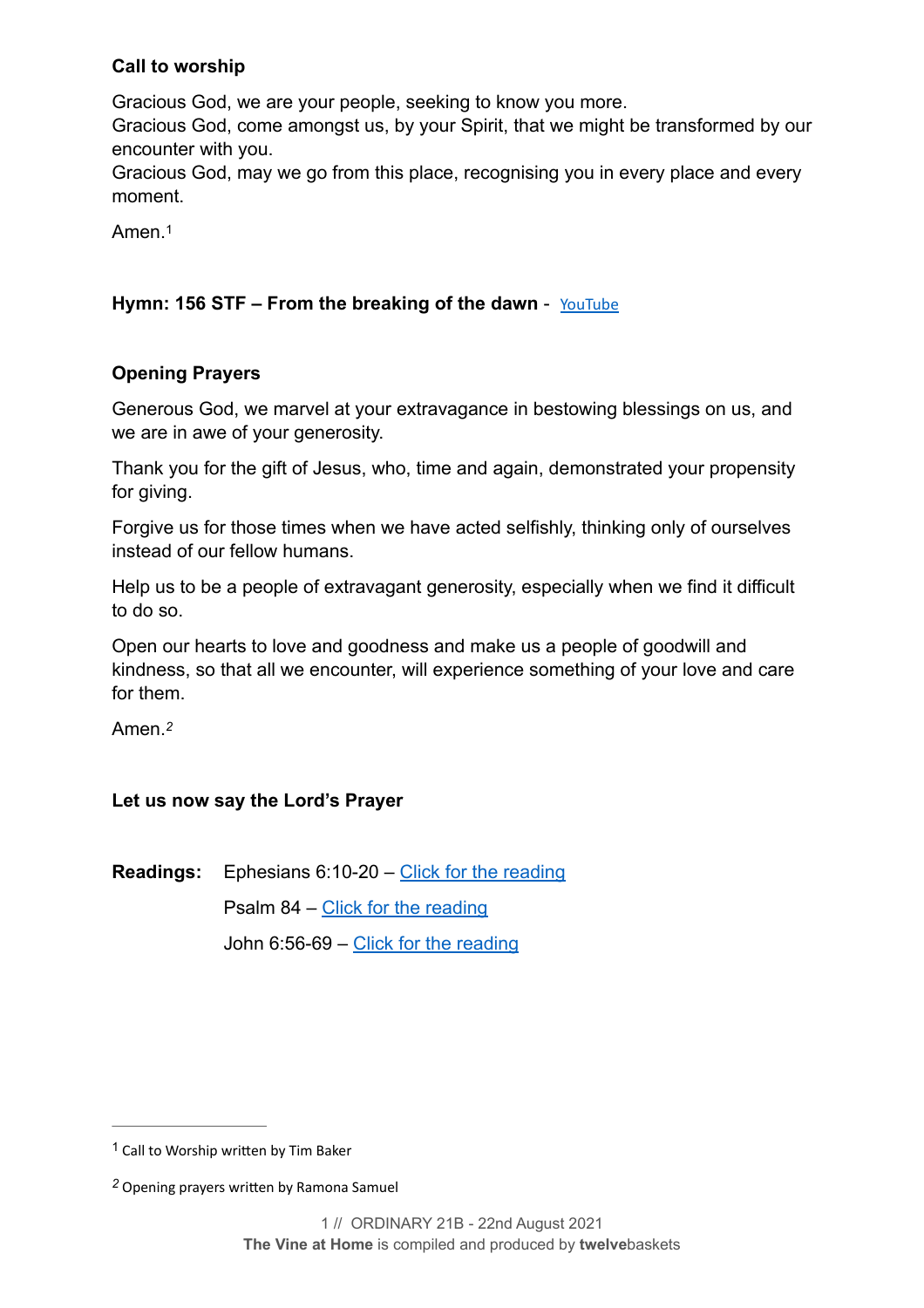**Call to worship**

Gracious God, we are your people, seeking to know you more.
Gracious God, come amongst us, by your Spirit, that we might be transformed by our encounter with you.
Gracious God, may we go from this place, recognising you in every place and every moment.

Amen.[1]

**Hymn: 156 STF – From the breaking of the dawn** - YouTube

**Opening Prayers**

Generous God, we marvel at your extravagance in bestowing blessings on us, and we are in awe of your generosity.

Thank you for the gift of Jesus, who, time and again, demonstrated your propensity for giving.

Forgive us for those times when we have acted selfishly, thinking only of ourselves instead of our fellow humans.

Help us to be a people of extravagant generosity, especially when we find it difficult to do so.

Open our hearts to love and goodness and make us a people of goodwill and kindness, so that all we encounter, will experience something of your love and care for them.

Amen.[2]

**Let us now say the Lord's Prayer**

**Readings:** Ephesians 6:10-20 – Click for the reading

Psalm 84 – Click for the reading

John 6:56-69 – Click for the reading

[1] Call to Worship written by Tim Baker

[2] Opening prayers written by Ramona Samuel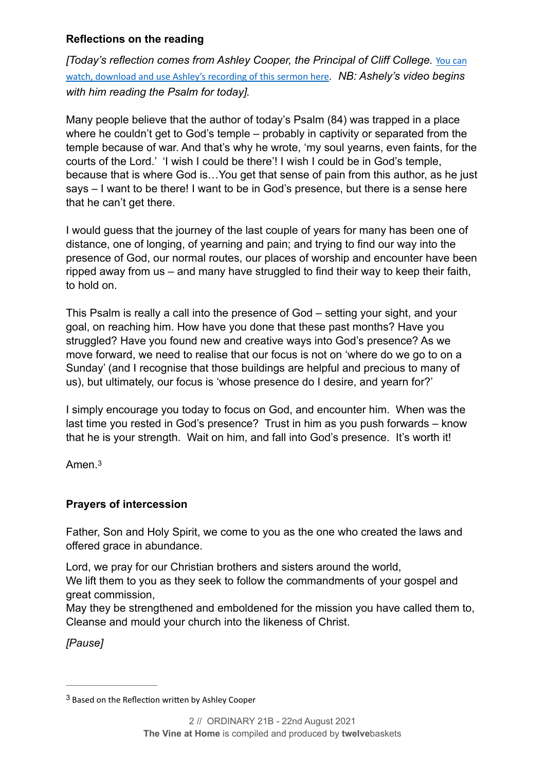**Reflections on the reading**

*[Today's reflection comes from Ashley Cooper, the Principal of Cliff College.* You can watch, download and use Ashley's recording of this sermon here*. NB: Ashely's video begins with him reading the Psalm for today].*

Many people believe that the author of today's Psalm (84) was trapped in a place where he couldn't get to God's temple – probably in captivity or separated from the temple because of war. And that's why he wrote, 'my soul yearns, even faints, for the courts of the Lord.' 'I wish I could be there'! I wish I could be in God's temple, because that is where God is…You get that sense of pain from this author, as he just says – I want to be there! I want to be in God's presence, but there is a sense here that he can't get there.

I would guess that the journey of the last couple of years for many has been one of distance, one of longing, of yearning and pain; and trying to find our way into the presence of God, our normal routes, our places of worship and encounter have been ripped away from us – and many have struggled to find their way to keep their faith, to hold on.

This Psalm is really a call into the presence of God – setting your sight, and your goal, on reaching him. How have you done that these past months? Have you struggled? Have you found new and creative ways into God's presence? As we move forward, we need to realise that our focus is not on 'where do we go to on a Sunday' (and I recognise that those buildings are helpful and precious to many of us), but ultimately, our focus is 'whose presence do I desire, and yearn for?'

I simply encourage you today to focus on God, and encounter him. When was the last time you rested in God's presence? Trust in him as you push forwards – know that he is your strength. Wait on him, and fall into God's presence. It's worth it!

Amen.[3]

**Prayers of intercession**

Father, Son and Holy Spirit, we come to you as the one who created the laws and offered grace in abundance.

Lord, we pray for our Christian brothers and sisters around the world,
We lift them to you as they seek to follow the commandments of your gospel and great commission,
May they be strengthened and emboldened for the mission you have called them to,
Cleanse and mould your church into the likeness of Christ.

*[Pause]*

---

[3] Based on the Reflection written by Ashley Cooper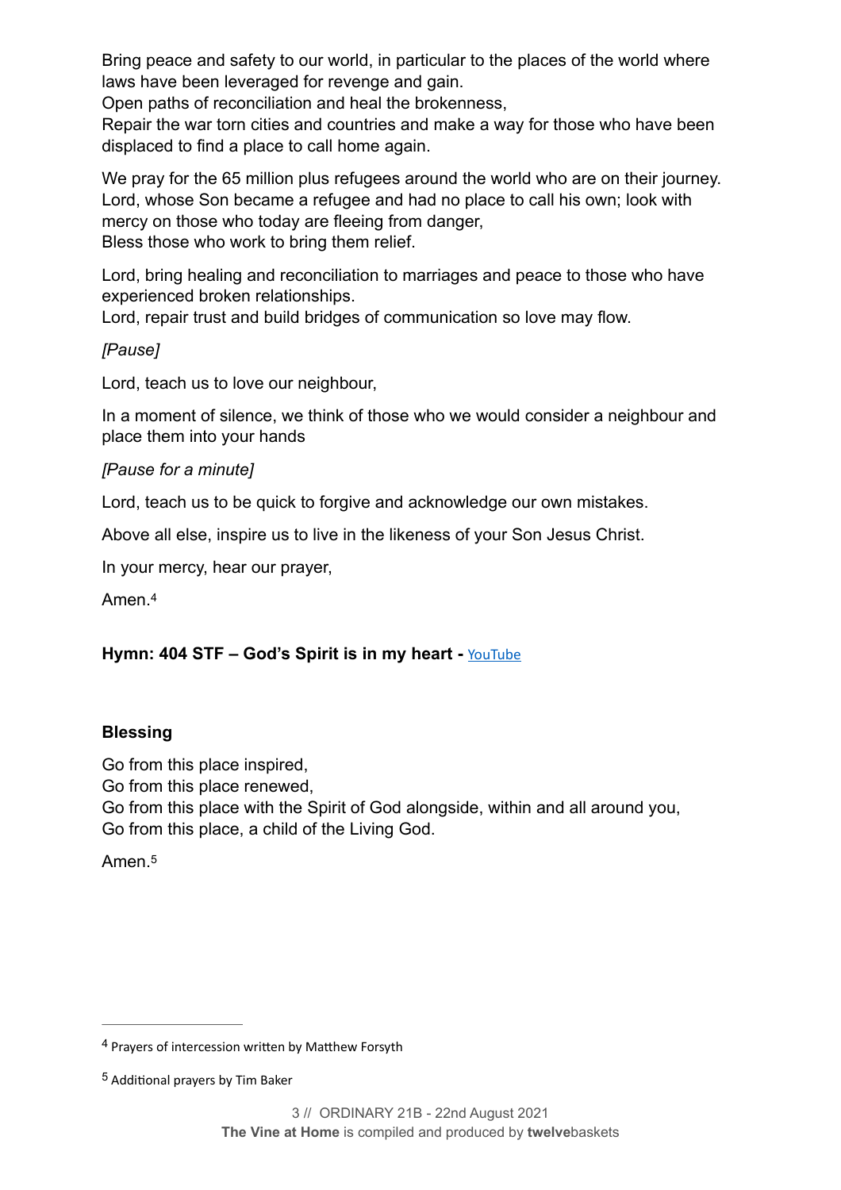Bring peace and safety to our world, in particular to the places of the world where laws have been leveraged for revenge and gain.
Open paths of reconciliation and heal the brokenness,
Repair the war torn cities and countries and make a way for those who have been displaced to find a place to call home again.

We pray for the 65 million plus refugees around the world who are on their journey.
Lord, whose Son became a refugee and had no place to call his own; look with mercy on those who today are fleeing from danger,
Bless those who work to bring them relief.

Lord, bring healing and reconciliation to marriages and peace to those who have experienced broken relationships.
Lord, repair trust and build bridges of communication so love may flow.

*[Pause]*

Lord, teach us to love our neighbour,

In a moment of silence, we think of those who we would consider a neighbour and place them into your hands

*[Pause for a minute]*

Lord, teach us to be quick to forgive and acknowledge our own mistakes.

Above all else, inspire us to live in the likeness of your Son Jesus Christ.

In your mercy, hear our prayer,

Amen.[4]

**Hymn: 404 STF – God's Spirit is in my heart -** YouTube

**Blessing**

Go from this place inspired,
Go from this place renewed,
Go from this place with the Spirit of God alongside, within and all around you,
Go from this place, a child of the Living God.

Amen.[5]

---

[4] Prayers of intercession written by Matthew Forsyth

[5] Additional prayers by Tim Baker